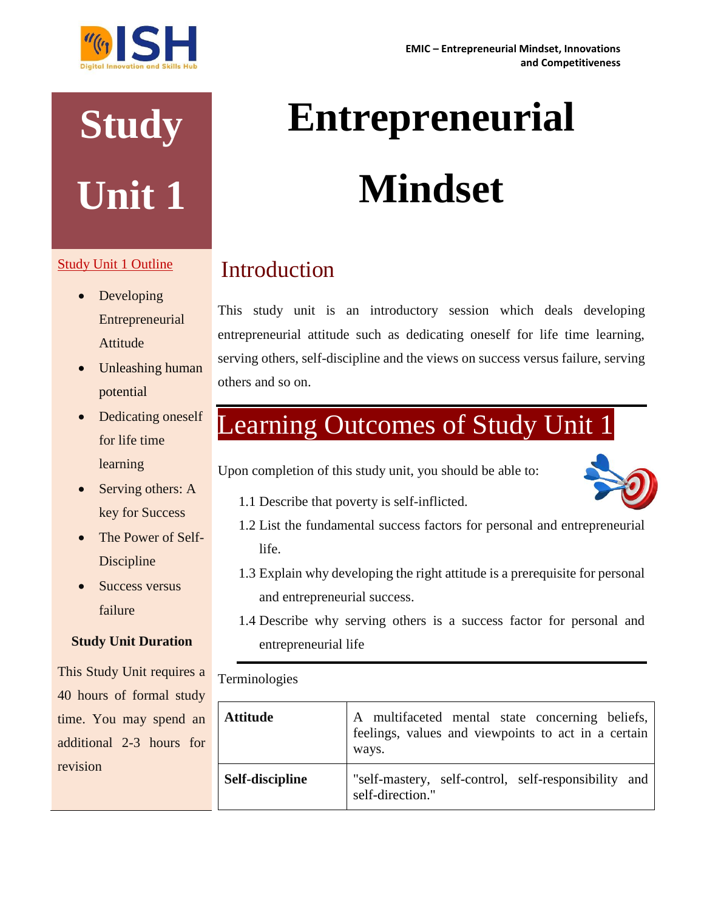# Study Unit 1

# Entrepreneurial Mindset

**Study Unit 1 Outline**

- Developing Entrepreneurial Attitude
- Unleashing human potential
- Dedicating oneself for life time learning
- Serving others: A key for Success
- The Power of Self-Discipline
- Success versus failure

**Study Unit Duration**

This Study Unit requires a 40 hours of formal study time. You may spend an additional 2-3 hours for revision

## Introduction

This study unit is an introductory session which deals developing entrepreneurial attitude such as dedicating oneself for life time learning, serving others, self-discipline and the views on success versus failure, serving others and so on.

## Learning Outcomes of Study Unit 1

Upon completion of this study unit, you should be able to:

1.1 Describe that poverty is self-inflicted.

1.2 List the fundamental success factors for personal and entrepreneurial life.

1.3 Explain why developing the right attitude is a prerequisite for personal and entrepreneurial success.

1.4 Describe why serving others is a success factor for personal and entrepreneurial life

Terminologies

| | |
|---|---|
| **Attitude** | A multifaceted mental state concerning beliefs, feelings, values and viewpoints to act in a certain ways. |
| **Self-discipline** | "self-mastery, self-control, self-responsibility and self-direction." |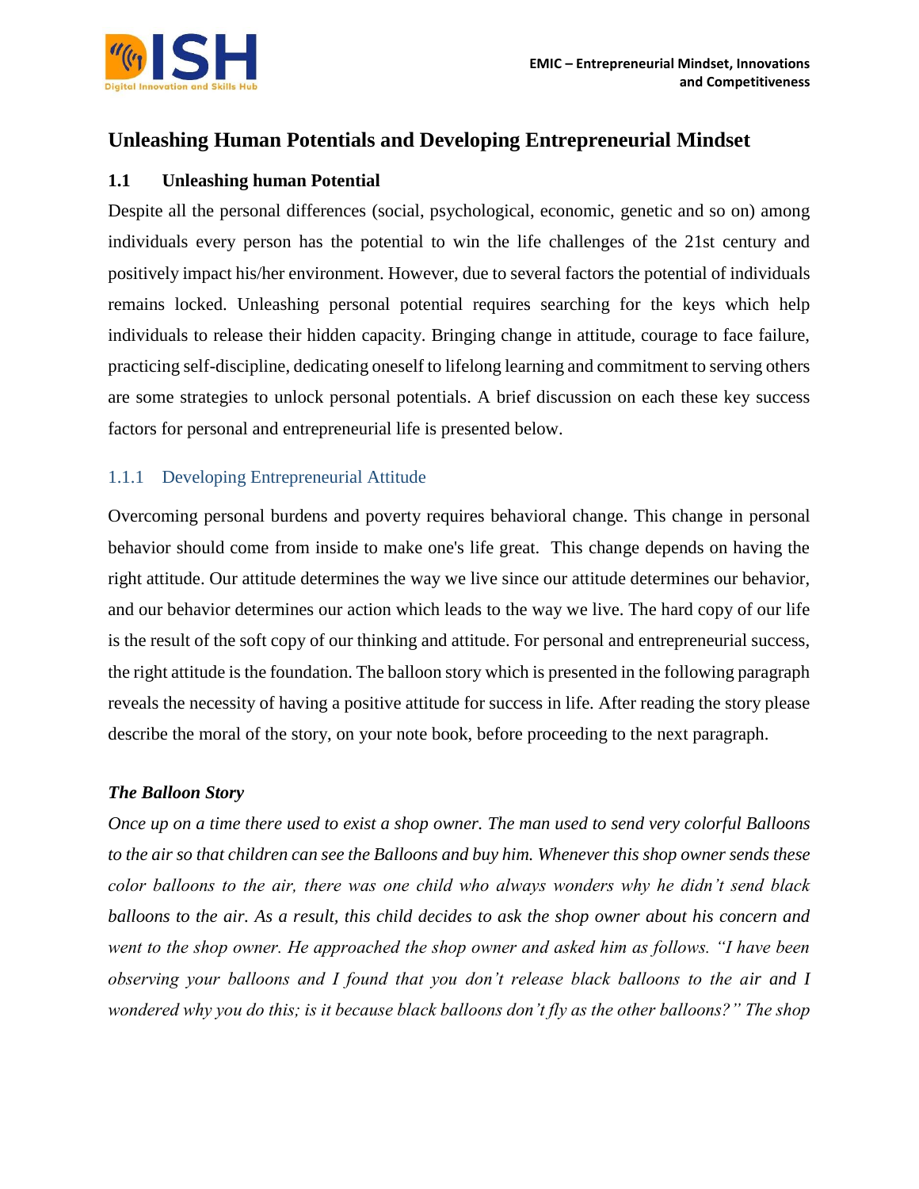# Unleashing Human Potentials and Developing Entrepreneurial Mindset

## 1.1 Unleashing human Potential

Despite all the personal differences (social, psychological, economic, genetic and so on) among individuals every person has the potential to win the life challenges of the 21st century and positively impact his/her environment. However, due to several factors the potential of individuals remains locked. Unleashing personal potential requires searching for the keys which help individuals to release their hidden capacity. Bringing change in attitude, courage to face failure, practicing self-discipline, dedicating oneself to lifelong learning and commitment to serving others are some strategies to unlock personal potentials. A brief discussion on each these key success factors for personal and entrepreneurial life is presented below.

### 1.1.1 Developing Entrepreneurial Attitude

Overcoming personal burdens and poverty requires behavioral change. This change in personal behavior should come from inside to make one's life great. This change depends on having the right attitude. Our attitude determines the way we live since our attitude determines our behavior, and our behavior determines our action which leads to the way we live. The hard copy of our life is the result of the soft copy of our thinking and attitude. For personal and entrepreneurial success, the right attitude is the foundation. The balloon story which is presented in the following paragraph reveals the necessity of having a positive attitude for success in life. After reading the story please describe the moral of the story, on your note book, before proceeding to the next paragraph.

***The Balloon Story***

*Once up on a time there used to exist a shop owner. The man used to send very colorful Balloons to the air so that children can see the Balloons and buy him. Whenever this shop owner sends these color balloons to the air, there was one child who always wonders why he didn't send black balloons to the air. As a result, this child decides to ask the shop owner about his concern and went to the shop owner. He approached the shop owner and asked him as follows. "I have been observing your balloons and I found that you don't release black balloons to the air and I wondered why you do this; is it because black balloons don't fly as the other balloons?" The shop*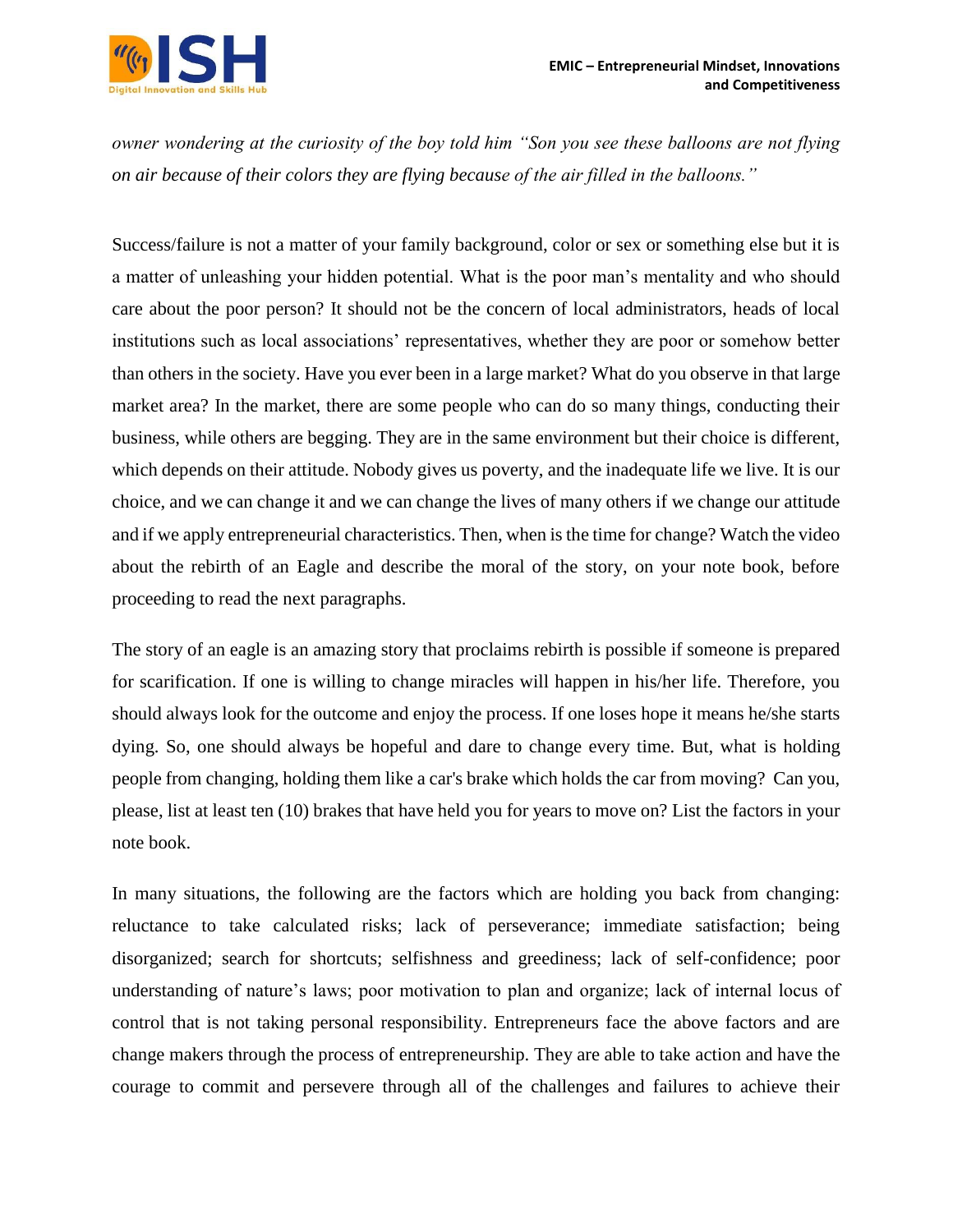*owner wondering at the curiosity of the boy told him "Son you see these balloons are not flying on air because of their colors they are flying because of the air filled in the balloons."*

Success/failure is not a matter of your family background, color or sex or something else but it is a matter of unleashing your hidden potential. What is the poor man's mentality and who should care about the poor person? It should not be the concern of local administrators, heads of local institutions such as local associations' representatives, whether they are poor or somehow better than others in the society. Have you ever been in a large market? What do you observe in that large market area? In the market, there are some people who can do so many things, conducting their business, while others are begging. They are in the same environment but their choice is different, which depends on their attitude. Nobody gives us poverty, and the inadequate life we live. It is our choice, and we can change it and we can change the lives of many others if we change our attitude and if we apply entrepreneurial characteristics. Then, when is the time for change? Watch the video about the rebirth of an Eagle and describe the moral of the story, on your note book, before proceeding to read the next paragraphs.

The story of an eagle is an amazing story that proclaims rebirth is possible if someone is prepared for scarification. If one is willing to change miracles will happen in his/her life. Therefore, you should always look for the outcome and enjoy the process. If one loses hope it means he/she starts dying. So, one should always be hopeful and dare to change every time. But, what is holding people from changing, holding them like a car's brake which holds the car from moving? Can you, please, list at least ten (10) brakes that have held you for years to move on? List the factors in your note book.

In many situations, the following are the factors which are holding you back from changing: reluctance to take calculated risks; lack of perseverance; immediate satisfaction; being disorganized; search for shortcuts; selfishness and greediness; lack of self-confidence; poor understanding of nature's laws; poor motivation to plan and organize; lack of internal locus of control that is not taking personal responsibility. Entrepreneurs face the above factors and are change makers through the process of entrepreneurship. They are able to take action and have the courage to commit and persevere through all of the challenges and failures to achieve their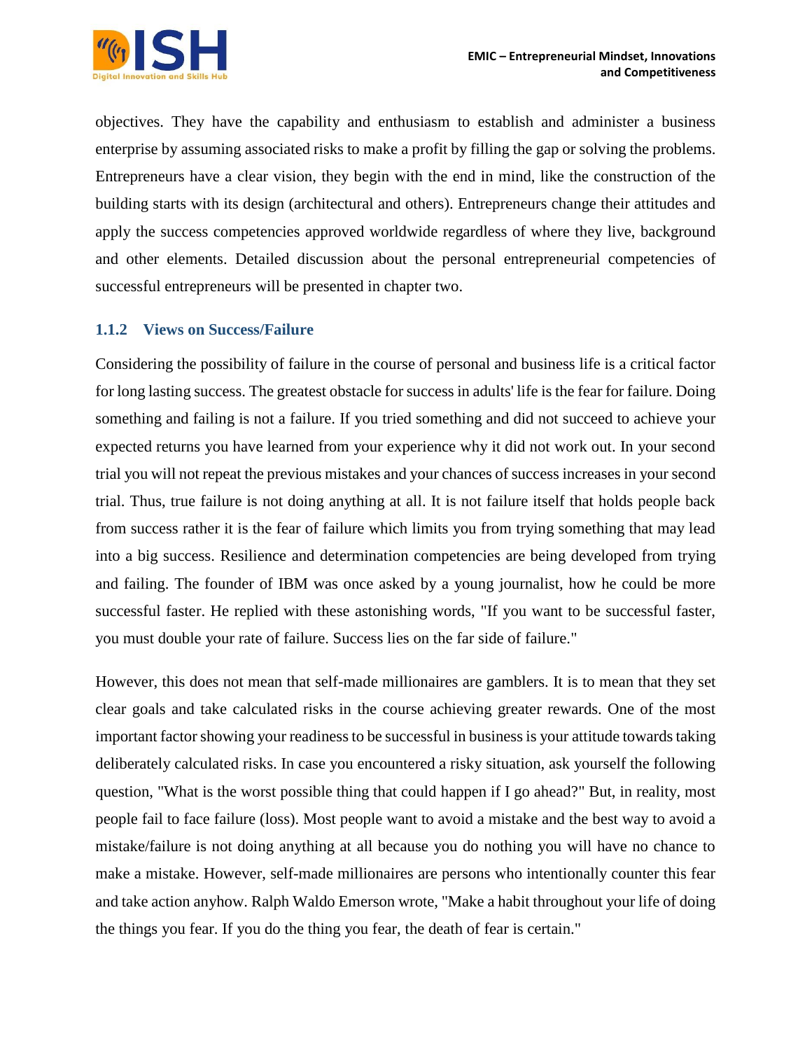objectives. They have the capability and enthusiasm to establish and administer a business enterprise by assuming associated risks to make a profit by filling the gap or solving the problems. Entrepreneurs have a clear vision, they begin with the end in mind, like the construction of the building starts with its design (architectural and others). Entrepreneurs change their attitudes and apply the success competencies approved worldwide regardless of where they live, background and other elements. Detailed discussion about the personal entrepreneurial competencies of successful entrepreneurs will be presented in chapter two.

### 1.1.2 Views on Success/Failure

Considering the possibility of failure in the course of personal and business life is a critical factor for long lasting success. The greatest obstacle for success in adults' life is the fear for failure. Doing something and failing is not a failure. If you tried something and did not succeed to achieve your expected returns you have learned from your experience why it did not work out. In your second trial you will not repeat the previous mistakes and your chances of success increases in your second trial. Thus, true failure is not doing anything at all. It is not failure itself that holds people back from success rather it is the fear of failure which limits you from trying something that may lead into a big success. Resilience and determination competencies are being developed from trying and failing. The founder of IBM was once asked by a young journalist, how he could be more successful faster. He replied with these astonishing words, "If you want to be successful faster, you must double your rate of failure. Success lies on the far side of failure."

However, this does not mean that self-made millionaires are gamblers. It is to mean that they set clear goals and take calculated risks in the course achieving greater rewards. One of the most important factor showing your readiness to be successful in business is your attitude towards taking deliberately calculated risks. In case you encountered a risky situation, ask yourself the following question, "What is the worst possible thing that could happen if I go ahead?" But, in reality, most people fail to face failure (loss). Most people want to avoid a mistake and the best way to avoid a mistake/failure is not doing anything at all because you do nothing you will have no chance to make a mistake. However, self-made millionaires are persons who intentionally counter this fear and take action anyhow. Ralph Waldo Emerson wrote, "Make a habit throughout your life of doing the things you fear. If you do the thing you fear, the death of fear is certain."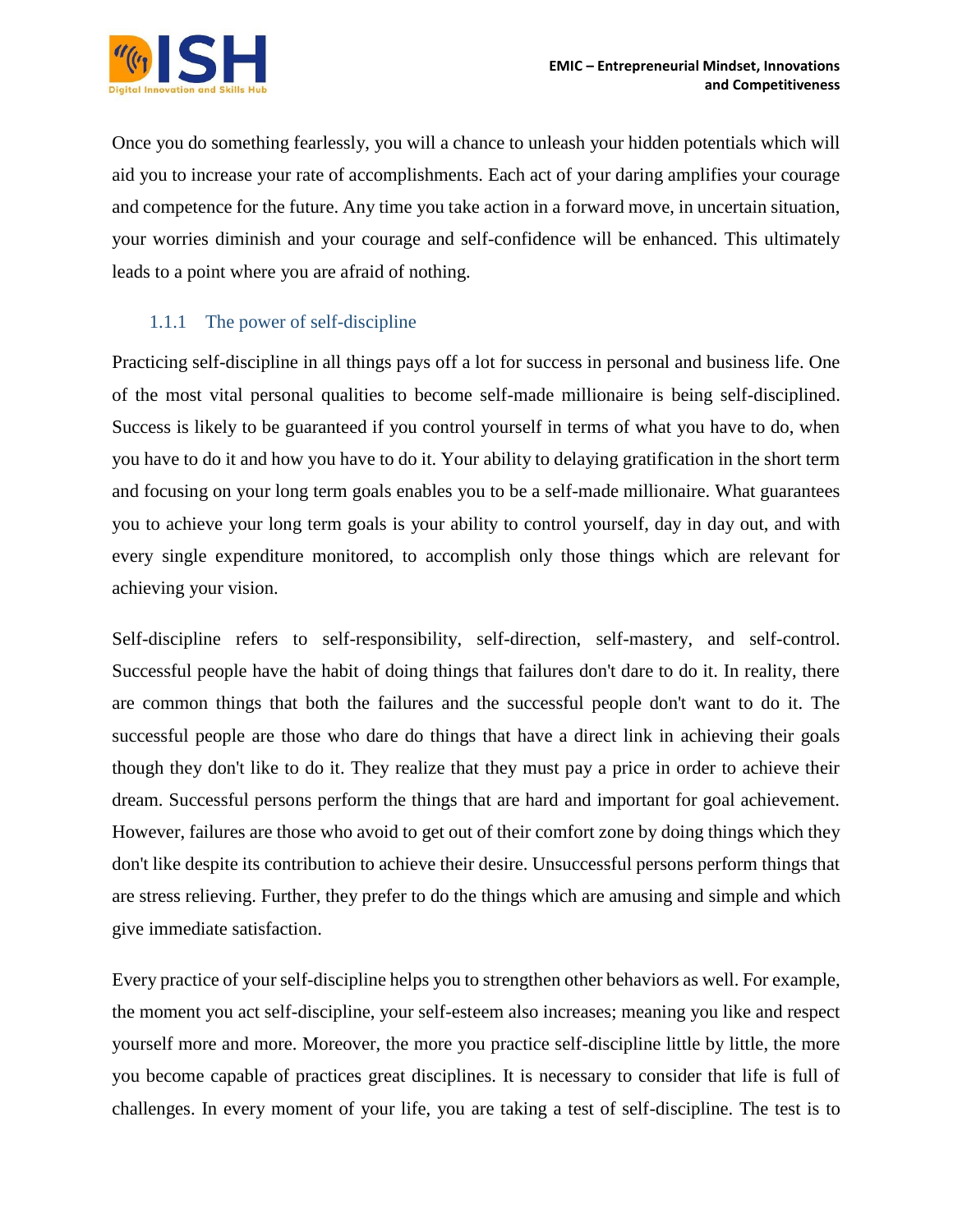Once you do something fearlessly, you will a chance to unleash your hidden potentials which will aid you to increase your rate of accomplishments. Each act of your daring amplifies your courage and competence for the future. Any time you take action in a forward move, in uncertain situation, your worries diminish and your courage and self-confidence will be enhanced. This ultimately leads to a point where you are afraid of nothing.

### 1.1.1 The power of self-discipline

Practicing self-discipline in all things pays off a lot for success in personal and business life. One of the most vital personal qualities to become self-made millionaire is being self-disciplined. Success is likely to be guaranteed if you control yourself in terms of what you have to do, when you have to do it and how you have to do it. Your ability to delaying gratification in the short term and focusing on your long term goals enables you to be a self-made millionaire. What guarantees you to achieve your long term goals is your ability to control yourself, day in day out, and with every single expenditure monitored, to accomplish only those things which are relevant for achieving your vision.

Self-discipline refers to self-responsibility, self-direction, self-mastery, and self-control. Successful people have the habit of doing things that failures don't dare to do it. In reality, there are common things that both the failures and the successful people don't want to do it. The successful people are those who dare do things that have a direct link in achieving their goals though they don't like to do it. They realize that they must pay a price in order to achieve their dream. Successful persons perform the things that are hard and important for goal achievement. However, failures are those who avoid to get out of their comfort zone by doing things which they don't like despite its contribution to achieve their desire. Unsuccessful persons perform things that are stress relieving. Further, they prefer to do the things which are amusing and simple and which give immediate satisfaction.

Every practice of your self-discipline helps you to strengthen other behaviors as well. For example, the moment you act self-discipline, your self-esteem also increases; meaning you like and respect yourself more and more. Moreover, the more you practice self-discipline little by little, the more you become capable of practices great disciplines. It is necessary to consider that life is full of challenges. In every moment of your life, you are taking a test of self-discipline. The test is to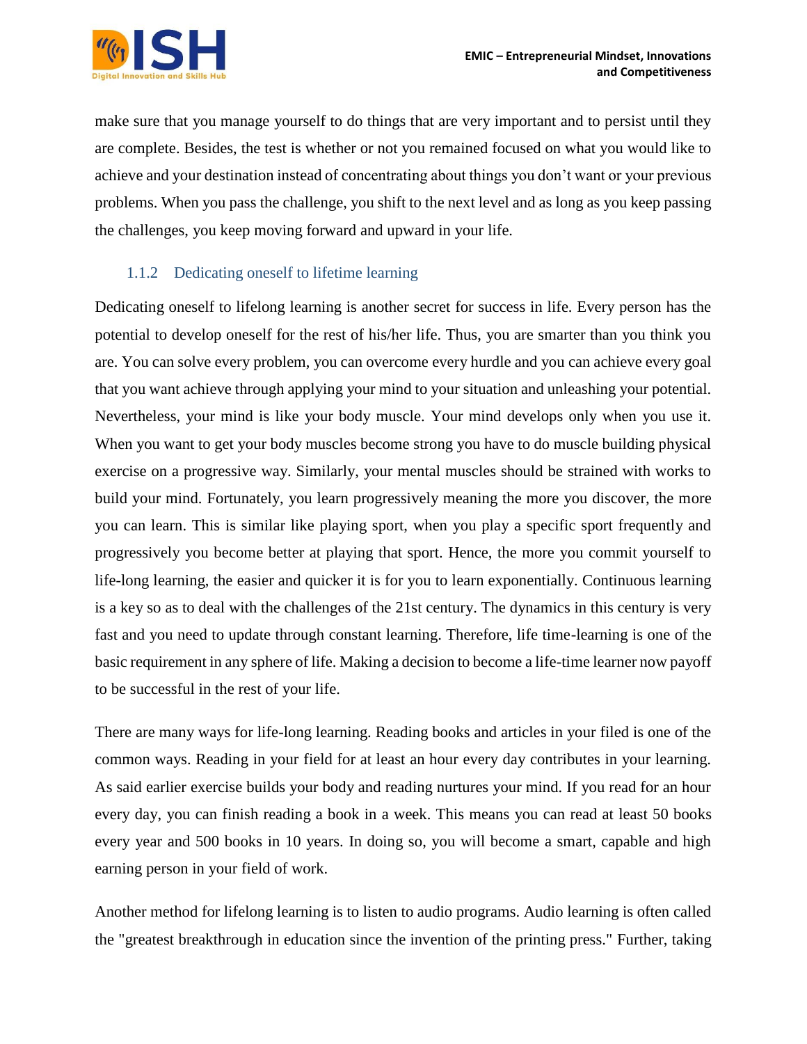make sure that you manage yourself to do things that are very important and to persist until they are complete. Besides, the test is whether or not you remained focused on what you would like to achieve and your destination instead of concentrating about things you don't want or your previous problems. When you pass the challenge, you shift to the next level and as long as you keep passing the challenges, you keep moving forward and upward in your life.

### 1.1.2 Dedicating oneself to lifetime learning

Dedicating oneself to lifelong learning is another secret for success in life. Every person has the potential to develop oneself for the rest of his/her life. Thus, you are smarter than you think you are. You can solve every problem, you can overcome every hurdle and you can achieve every goal that you want achieve through applying your mind to your situation and unleashing your potential. Nevertheless, your mind is like your body muscle. Your mind develops only when you use it. When you want to get your body muscles become strong you have to do muscle building physical exercise on a progressive way. Similarly, your mental muscles should be strained with works to build your mind. Fortunately, you learn progressively meaning the more you discover, the more you can learn. This is similar like playing sport, when you play a specific sport frequently and progressively you become better at playing that sport. Hence, the more you commit yourself to life-long learning, the easier and quicker it is for you to learn exponentially. Continuous learning is a key so as to deal with the challenges of the 21st century. The dynamics in this century is very fast and you need to update through constant learning. Therefore, life time-learning is one of the basic requirement in any sphere of life. Making a decision to become a life-time learner now payoff to be successful in the rest of your life.

There are many ways for life-long learning. Reading books and articles in your filed is one of the common ways. Reading in your field for at least an hour every day contributes in your learning. As said earlier exercise builds your body and reading nurtures your mind. If you read for an hour every day, you can finish reading a book in a week. This means you can read at least 50 books every year and 500 books in 10 years. In doing so, you will become a smart, capable and high earning person in your field of work.

Another method for lifelong learning is to listen to audio programs. Audio learning is often called the "greatest breakthrough in education since the invention of the printing press." Further, taking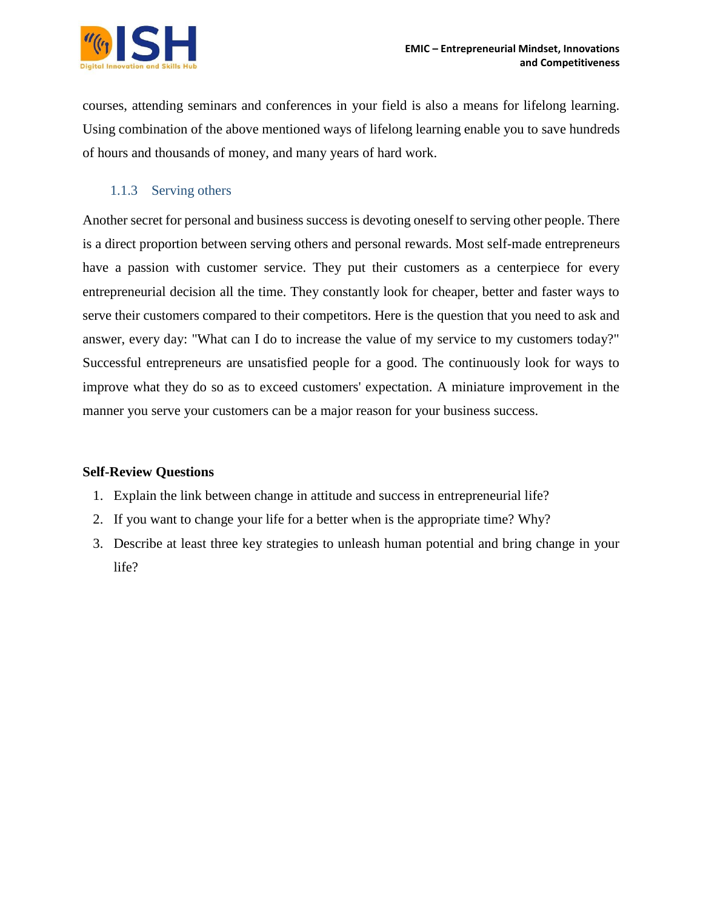courses, attending seminars and conferences in your field is also a means for lifelong learning. Using combination of the above mentioned ways of lifelong learning enable you to save hundreds of hours and thousands of money, and many years of hard work.

### 1.1.3 Serving others

Another secret for personal and business success is devoting oneself to serving other people. There is a direct proportion between serving others and personal rewards. Most self-made entrepreneurs have a passion with customer service. They put their customers as a centerpiece for every entrepreneurial decision all the time. They constantly look for cheaper, better and faster ways to serve their customers compared to their competitors. Here is the question that you need to ask and answer, every day: "What can I do to increase the value of my service to my customers today?" Successful entrepreneurs are unsatisfied people for a good. The continuously look for ways to improve what they do so as to exceed customers' expectation. A miniature improvement in the manner you serve your customers can be a major reason for your business success.

**Self-Review Questions**

1. Explain the link between change in attitude and success in entrepreneurial life?
2. If you want to change your life for a better when is the appropriate time? Why?
3. Describe at least three key strategies to unleash human potential and bring change in your life?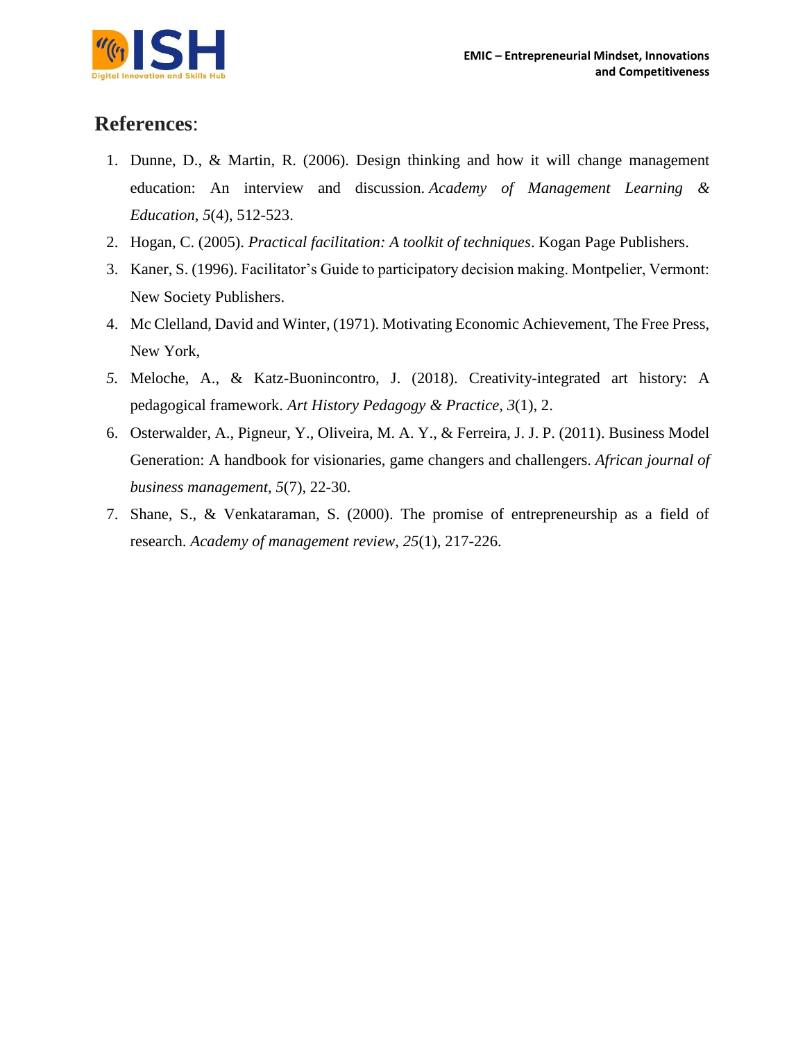# References:

1. Dunne, D., & Martin, R. (2006). Design thinking and how it will change management education: An interview and discussion. *Academy of Management Learning & Education*, *5*(4), 512-523.
2. Hogan, C. (2005). *Practical facilitation: A toolkit of techniques*. Kogan Page Publishers.
3. Kaner, S. (1996). Facilitator's Guide to participatory decision making. Montpelier, Vermont: New Society Publishers.
4. Mc Clelland, David and Winter, (1971). Motivating Economic Achievement, The Free Press, New York,
5. Meloche, A., & Katz-Buonincontro, J. (2018). Creativity-integrated art history: A pedagogical framework. *Art History Pedagogy & Practice*, *3*(1), 2.
6. Osterwalder, A., Pigneur, Y., Oliveira, M. A. Y., & Ferreira, J. J. P. (2011). Business Model Generation: A handbook for visionaries, game changers and challengers. *African journal of business management*, *5*(7), 22-30.
7. Shane, S., & Venkataraman, S. (2000). The promise of entrepreneurship as a field of research. *Academy of management review*, *25*(1), 217-226.